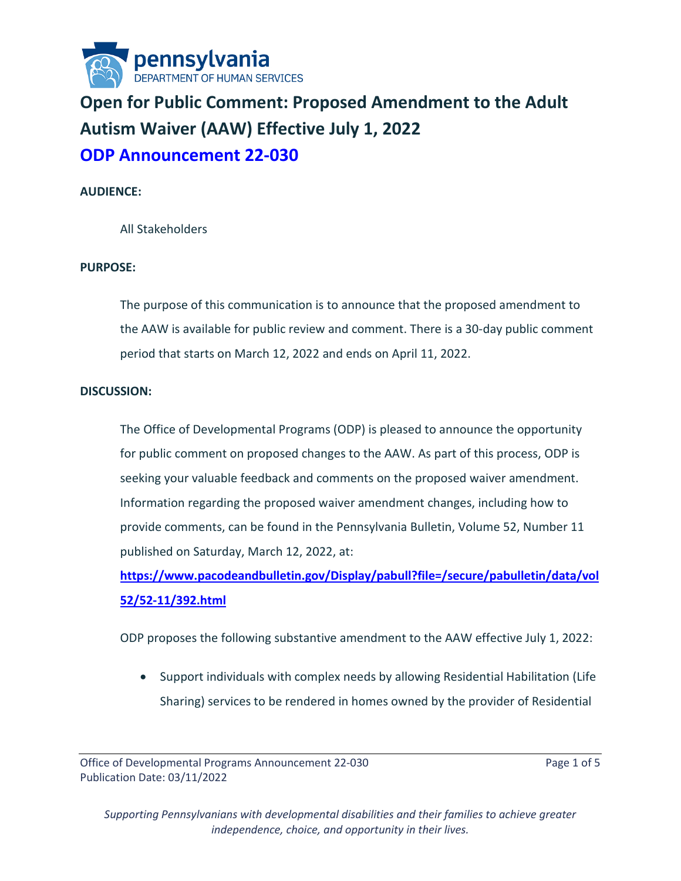# Open for Public Comment: Proposed Amendment to the Adult Autism Waiver (AAW) Effective July 1, 2022

## ODP Announcement 22-030

**AUDIENCE:**

All Stakeholders

**PURPOSE:**

The purpose of this communication is to announce that the proposed amendment to the AAW is available for public review and comment. There is a 30-day public comment period that starts on March 12, 2022 and ends on April 11, 2022.

**DISCUSSION:**

The Office of Developmental Programs (ODP) is pleased to announce the opportunity for public comment on proposed changes to the AAW. As part of this process, ODP is seeking your valuable feedback and comments on the proposed waiver amendment. Information regarding the proposed waiver amendment changes, including how to provide comments, can be found in the Pennsylvania Bulletin, Volume 52, Number 11 published on Saturday, March 12, 2022, at:

**https://www.pacodeandbulletin.gov/Display/pabull?file=/secure/pabulletin/data/vol52/52-11/392.html**

ODP proposes the following substantive amendment to the AAW effective July 1, 2022:

- Support individuals with complex needs by allowing Residential Habilitation (Life Sharing) services to be rendered in homes owned by the provider of Residential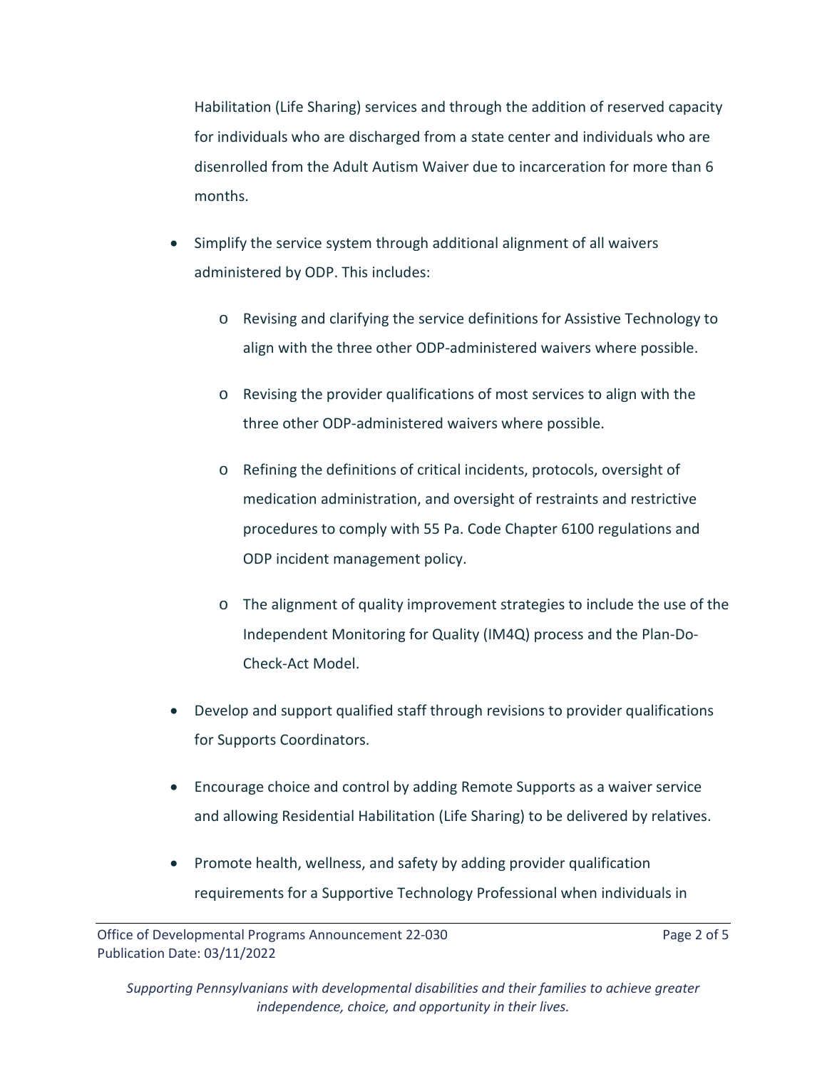Habilitation (Life Sharing) services and through the addition of reserved capacity for individuals who are discharged from a state center and individuals who are disenrolled from the Adult Autism Waiver due to incarceration for more than 6 months.

- Simplify the service system through additional alignment of all waivers administered by ODP. This includes:
  - Revising and clarifying the service definitions for Assistive Technology to align with the three other ODP-administered waivers where possible.
  - Revising the provider qualifications of most services to align with the three other ODP-administered waivers where possible.
  - Refining the definitions of critical incidents, protocols, oversight of medication administration, and oversight of restraints and restrictive procedures to comply with 55 Pa. Code Chapter 6100 regulations and ODP incident management policy.
  - The alignment of quality improvement strategies to include the use of the Independent Monitoring for Quality (IM4Q) process and the Plan-Do-Check-Act Model.
- Develop and support qualified staff through revisions to provider qualifications for Supports Coordinators.
- Encourage choice and control by adding Remote Supports as a waiver service and allowing Residential Habilitation (Life Sharing) to be delivered by relatives.
- Promote health, wellness, and safety by adding provider qualification requirements for a Supportive Technology Professional when individuals in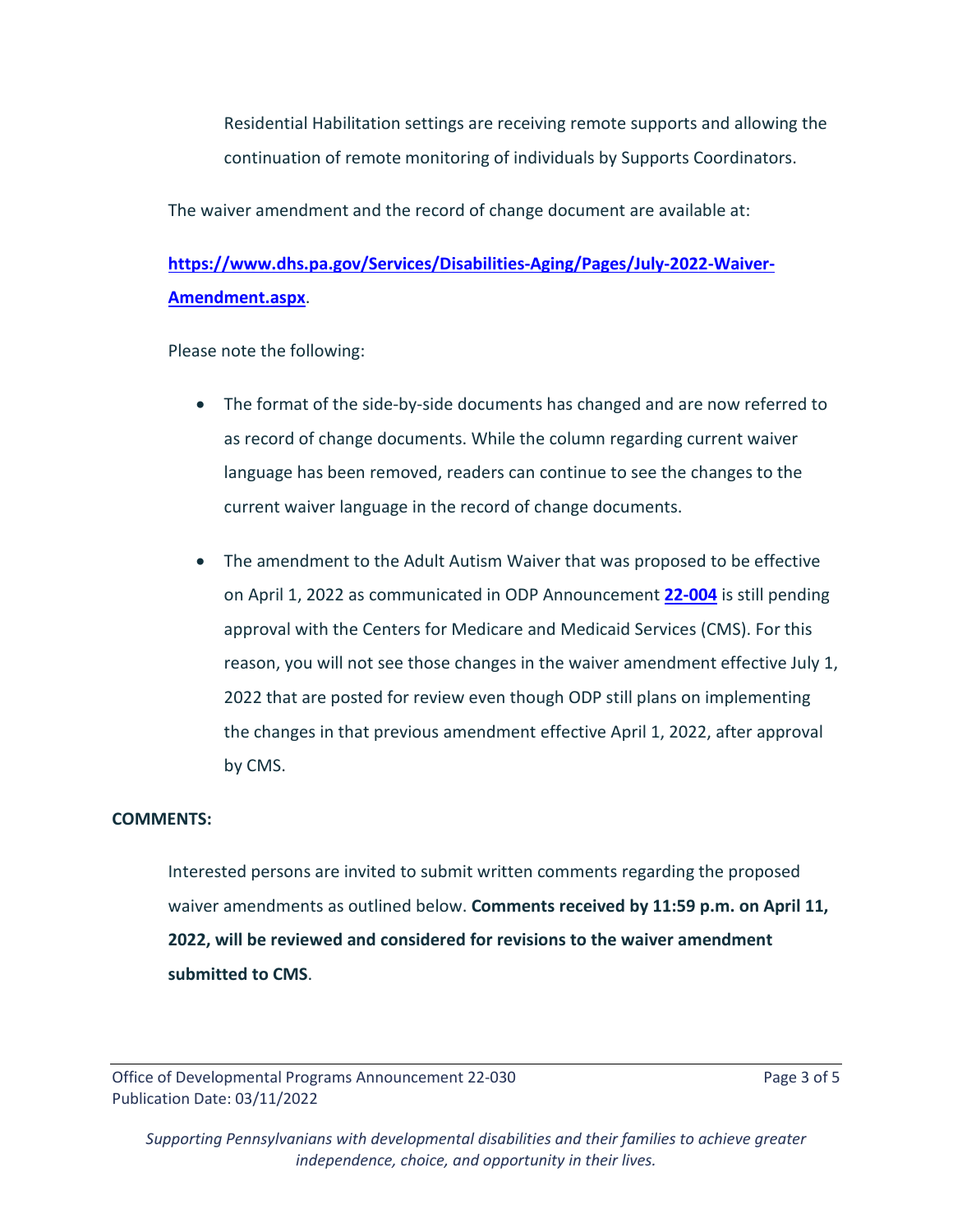Residential Habilitation settings are receiving remote supports and allowing the continuation of remote monitoring of individuals by Supports Coordinators.

The waiver amendment and the record of change document are available at:

**[https://www.dhs.pa.gov/Services/Disabilities-Aging/Pages/July-2022-Waiver-Amendment.aspx](https://www.dhs.pa.gov/Services/Disabilities-Aging/Pages/July-2022-Waiver-Amendment.aspx)**.

Please note the following:

- The format of the side-by-side documents has changed and are now referred to as record of change documents. While the column regarding current waiver language has been removed, readers can continue to see the changes to the current waiver language in the record of change documents.
- The amendment to the Adult Autism Waiver that was proposed to be effective on April 1, 2022 as communicated in ODP Announcement **22-004** is still pending approval with the Centers for Medicare and Medicaid Services (CMS). For this reason, you will not see those changes in the waiver amendment effective July 1, 2022 that are posted for review even though ODP still plans on implementing the changes in that previous amendment effective April 1, 2022, after approval by CMS.

**COMMENTS:**

Interested persons are invited to submit written comments regarding the proposed waiver amendments as outlined below. **Comments received by 11:59 p.m. on April 11, 2022, will be reviewed and considered for revisions to the waiver amendment submitted to CMS**.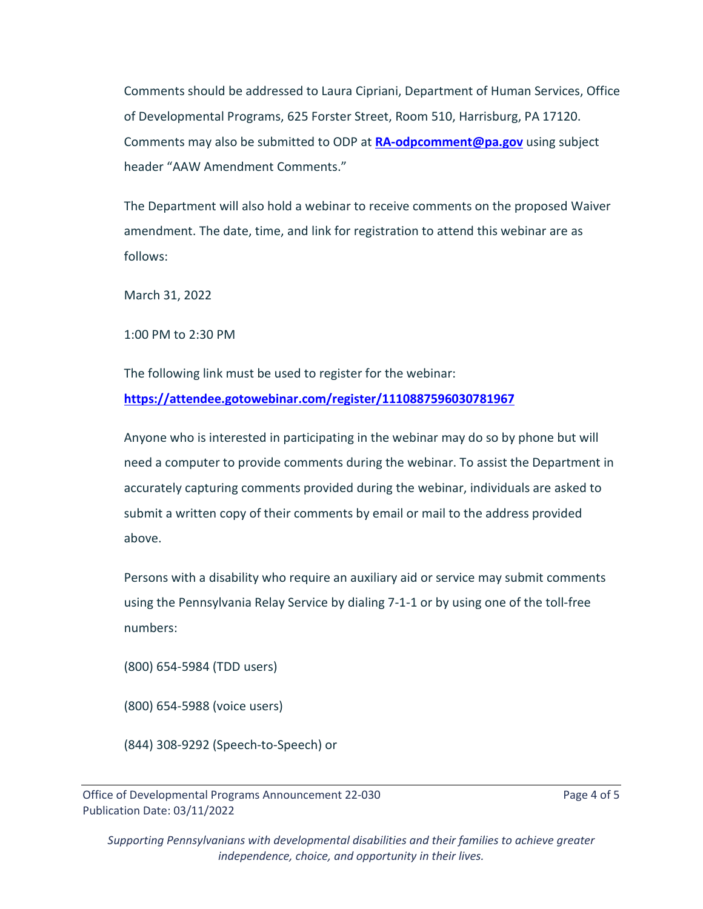Comments should be addressed to Laura Cipriani, Department of Human Services, Office of Developmental Programs, 625 Forster Street, Room 510, Harrisburg, PA 17120. Comments may also be submitted to ODP at **RA-odpcomment@pa.gov** using subject header "AAW Amendment Comments."

The Department will also hold a webinar to receive comments on the proposed Waiver amendment. The date, time, and link for registration to attend this webinar are as follows:

March 31, 2022

1:00 PM to 2:30 PM

The following link must be used to register for the webinar:
**https://attendee.gotowebinar.com/register/1110887596030781967**

Anyone who is interested in participating in the webinar may do so by phone but will need a computer to provide comments during the webinar. To assist the Department in accurately capturing comments provided during the webinar, individuals are asked to submit a written copy of their comments by email or mail to the address provided above.

Persons with a disability who require an auxiliary aid or service may submit comments using the Pennsylvania Relay Service by dialing 7-1-1 or by using one of the toll-free numbers:

(800) 654-5984 (TDD users)

(800) 654-5988 (voice users)

(844) 308-9292 (Speech-to-Speech) or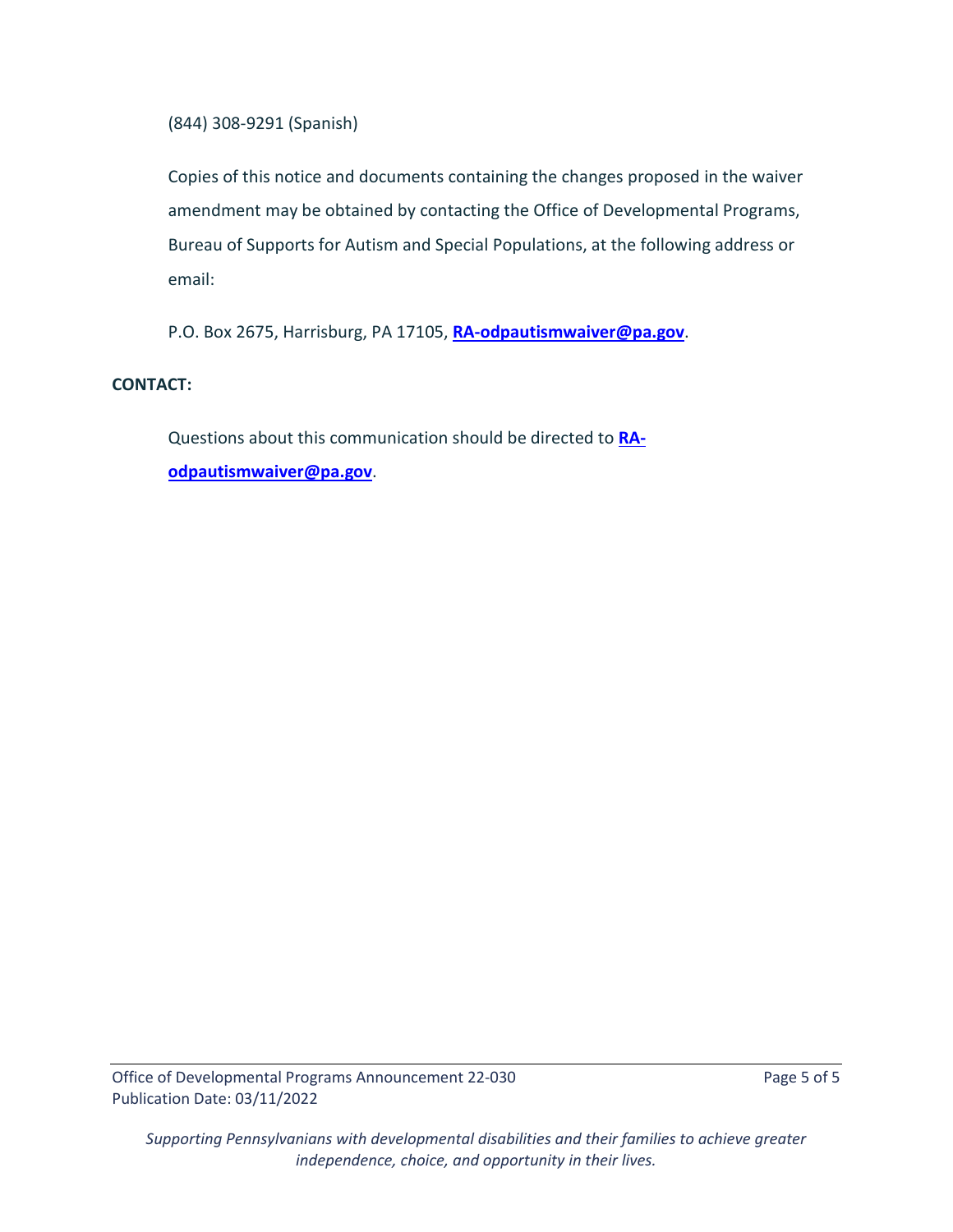(844) 308-9291 (Spanish)

Copies of this notice and documents containing the changes proposed in the waiver amendment may be obtained by contacting the Office of Developmental Programs, Bureau of Supports for Autism and Special Populations, at the following address or email:

P.O. Box 2675, Harrisburg, PA 17105, **RA-odpautismwaiver@pa.gov**.

**CONTACT:**

Questions about this communication should be directed to **RA-odpautismwaiver@pa.gov**.